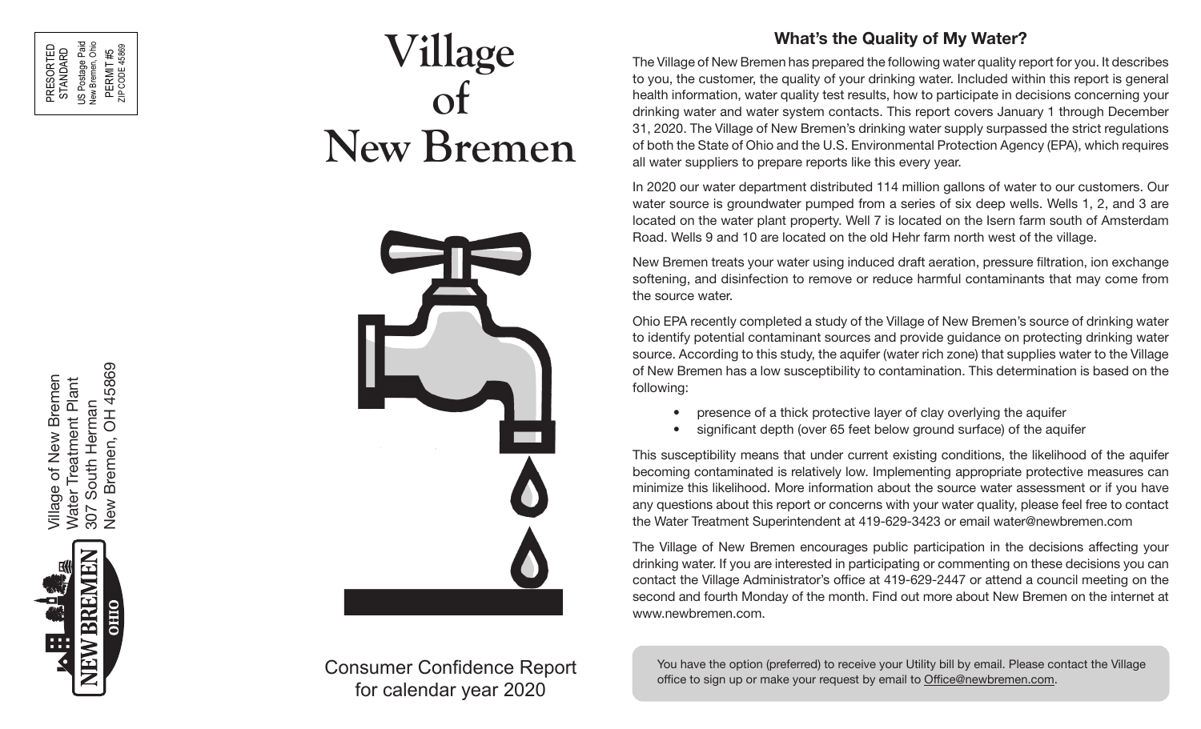PRESORTED
STANDARD
US Postage Paid
New Bremen, Ohio
PERMIT #5
ZIP CODE 45869

Village of New Bremen
Water Treatment Plant
307 South Herman
New Bremen, OH 45869

# Village of New Bremen

Consumer Confidence Report
for calendar year 2020

## What's the Quality of My Water?

The Village of New Bremen has prepared the following water quality report for you. It describes to you, the customer, the quality of your drinking water. Included within this report is general health information, water quality test results, how to participate in decisions concerning your drinking water and water system contacts. This report covers January 1 through December 31, 2020. The Village of New Bremen's drinking water supply surpassed the strict regulations of both the State of Ohio and the U.S. Environmental Protection Agency (EPA), which requires all water suppliers to prepare reports like this every year.

In 2020 our water department distributed 114 million gallons of water to our customers. Our water source is groundwater pumped from a series of six deep wells. Wells 1, 2, and 3 are located on the water plant property. Well 7 is located on the Isern farm south of Amsterdam Road. Wells 9 and 10 are located on the old Hehr farm north west of the village.

New Bremen treats your water using induced draft aeration, pressure filtration, ion exchange softening, and disinfection to remove or reduce harmful contaminants that may come from the source water.

Ohio EPA recently completed a study of the Village of New Bremen's source of drinking water to identify potential contaminant sources and provide guidance on protecting drinking water source. According to this study, the aquifer (water rich zone) that supplies water to the Village of New Bremen has a low susceptibility to contamination. This determination is based on the following:

- presence of a thick protective layer of clay overlying the aquifer
- significant depth (over 65 feet below ground surface) of the aquifer

This susceptibility means that under current existing conditions, the likelihood of the aquifer becoming contaminated is relatively low. Implementing appropriate protective measures can minimize this likelihood. More information about the source water assessment or if you have any questions about this report or concerns with your water quality, please feel free to contact the Water Treatment Superintendent at 419-629-3423 or email water@newbremen.com

The Village of New Bremen encourages public participation in the decisions affecting your drinking water. If you are interested in participating or commenting on these decisions you can contact the Village Administrator's office at 419-629-2447 or attend a council meeting on the second and fourth Monday of the month. Find out more about New Bremen on the internet at www.newbremen.com.

You have the option (preferred) to receive your Utility bill by email. Please contact the Village office to sign up or make your request by email to Office@newbremen.com.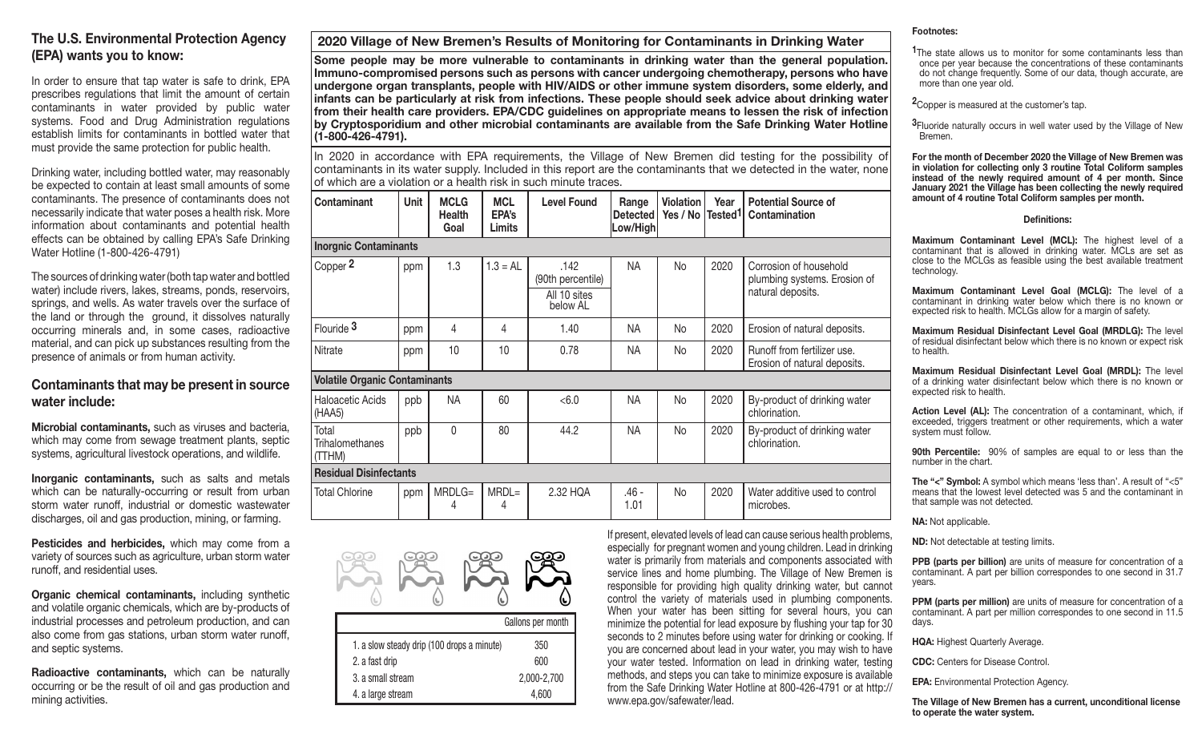## The U.S. Environmental Protection Agency (EPA) wants you to know:

In order to ensure that tap water is safe to drink, EPA prescribes regulations that limit the amount of certain contaminants in water provided by public water systems. Food and Drug Administration regulations establish limits for contaminants in bottled water that must provide the same protection for public health.

Drinking water, including bottled water, may reasonably be expected to contain at least small amounts of some contaminants. The presence of contaminants does not necessarily indicate that water poses a health risk. More information about contaminants and potential health effects can be obtained by calling EPA's Safe Drinking Water Hotline (1-800-426-4791)

The sources of drinking water (both tap water and bottled water) include rivers, lakes, streams, ponds, reservoirs, springs, and wells. As water travels over the surface of the land or through the ground, it dissolves naturally occurring minerals and, in some cases, radioactive material, and can pick up substances resulting from the presence of animals or from human activity.

## Contaminants that may be present in source water include:

**Microbial contaminants,** such as viruses and bacteria, which may come from sewage treatment plants, septic systems, agricultural livestock operations, and wildlife.

**Inorganic contaminants,** such as salts and metals which can be naturally-occurring or result from urban storm water runoff, industrial or domestic wastewater discharges, oil and gas production, mining, or farming.

**Pesticides and herbicides,** which may come from a variety of sources such as agriculture, urban storm water runoff, and residential uses.

**Organic chemical contaminants,** including synthetic and volatile organic chemicals, which are by-products of industrial processes and petroleum production, and can also come from gas stations, urban storm water runoff, and septic systems.

**Radioactive contaminants,** which can be naturally occurring or be the result of oil and gas production and mining activities.

## 2020 Village of New Bremen's Results of Monitoring for Contaminants in Drinking Water

**Some people may be more vulnerable to contaminants in drinking water than the general population. Immuno-compromised persons such as persons with cancer undergoing chemotherapy, persons who have undergone organ transplants, people with HIV/AIDS or other immune system disorders, some elderly, and infants can be particularly at risk from infections. These people should seek advice about drinking water from their health care providers. EPA/CDC guidelines on appropriate means to lessen the risk of infection by Cryptosporidium and other microbial contaminants are available from the Safe Drinking Water Hotline (1-800-426-4791).**

In 2020 in accordance with EPA requirements, the Village of New Bremen did testing for the possibility of contaminants in its water supply. Included in this report are the contaminants that we detected in the water, none of which are a violation or a health risk in such minute traces.

| Contaminant | Unit | MCLG Health Goal | MCL EPA's Limits | Level Found | Range Detected Low/High | Violation Yes / No | Year Tested[1] | Potential Source of Contamination |
|---|---|---|---|---|---|---|---|---|
| **Inorgnic Contaminants** | | | | | | | | |
| Copper [2] | ppm | 1.3 | 1.3 = AL | .142 (90th percentile) All 10 sites below AL | NA | No | 2020 | Corrosion of household plumbing systems. Erosion of natural deposits. |
| Flouride [3] | ppm | 4 | 4 | 1.40 | NA | No | 2020 | Erosion of natural deposits. |
| Nitrate | ppm | 10 | 10 | 0.78 | NA | No | 2020 | Runoff from fertilizer use. Erosion of natural deposits. |
| **Volatile Organic Contaminants** | | | | | | | | |
| Haloacetic Acids (HAA5) | ppb | NA | 60 | <6.0 | NA | No | 2020 | By-product of drinking water chlorination. |
| Total Trihalomethanes (TTHM) | ppb | 0 | 80 | 44.2 | NA | No | 2020 | By-product of drinking water chlorination. |
| **Residual Disinfectants** | | | | | | | | |
| Total Chlorine | ppm | MRDLG= 4 | MRDL= 4 | 2.32 HQA | .46 - 1.01 | No | 2020 | Water additive used to control microbes. |

| | Gallons per month |
|---|---|
| 1. a slow steady drip (100 drops a minute) | 350 |
| 2. a fast drip | 600 |
| 3. a small stream | 2,000-2,700 |
| 4. a large stream | 4,600 |

If present, elevated levels of lead can cause serious health problems, especially for pregnant women and young children. Lead in drinking water is primarily from materials and components associated with service lines and home plumbing. The Village of New Bremen is responsible for providing high quality drinking water, but cannot control the variety of materials used in plumbing components. When your water has been sitting for several hours, you can minimize the potential for lead exposure by flushing your tap for 30 seconds to 2 minutes before using water for drinking or cooking. If you are concerned about lead in your water, you may wish to have your water tested. Information on lead in drinking water, testing methods, and steps you can take to minimize exposure is available from the Safe Drinking Water Hotline at 800-426-4791 or at http://www.epa.gov/safewater/lead.

### Footnotes:

[1] The state allows us to monitor for some contaminants less than once per year because the concentrations of these contaminants do not change frequently. Some of our data, though accurate, are more than one year old.

[2] Copper is measured at the customer's tap.

[3] Fluoride naturally occurs in well water used by the Village of New Bremen.

**For the month of December 2020 the Village of New Bremen was in violation for collecting only 3 routine Total Coliform samples instead of the newly required amount of 4 per month. Since January 2021 the Village has been collecting the newly required amount of 4 routine Total Coliform samples per month.**

### Definitions:

**Maximum Contaminant Level (MCL):** The highest level of a contaminant that is allowed in drinking water. MCLs are set as close to the MCLGs as feasible using the best available treatment technology.

**Maximum Contaminant Level Goal (MCLG):** The level of a contaminant in drinking water below which there is no known or expected risk to health. MCLGs allow for a margin of safety.

**Maximum Residual Disinfectant Level Goal (MRDLG):** The level of residual disinfectant below which there is no known or expect risk to health.

**Maximum Residual Disinfectant Level Goal (MRDL):** The level of a drinking water disinfectant below which there is no known or expected risk to health.

**Action Level (AL):** The concentration of a contaminant, which, if exceeded, triggers treatment or other requirements, which a water system must follow.

**90th Percentile:** 90% of samples are equal to or less than the number in the chart.

**The "<" Symbol:** A symbol which means 'less than'. A result of "<5" means that the lowest level detected was 5 and the contaminant in that sample was not detected.

**NA:** Not applicable.

**ND:** Not detectable at testing limits.

**PPB (parts per billion)** are units of measure for concentration of a contaminant. A part per billion correspondes to one second in 31.7 years.

**PPM (parts per million)** are units of measure for concentration of a contaminant. A part per million correspondes to one second in 11.5 days.

**HQA:** Highest Quarterly Average.

**CDC:** Centers for Disease Control.

**EPA:** Environmental Protection Agency.

**The Village of New Bremen has a current, unconditional license to operate the water system.**